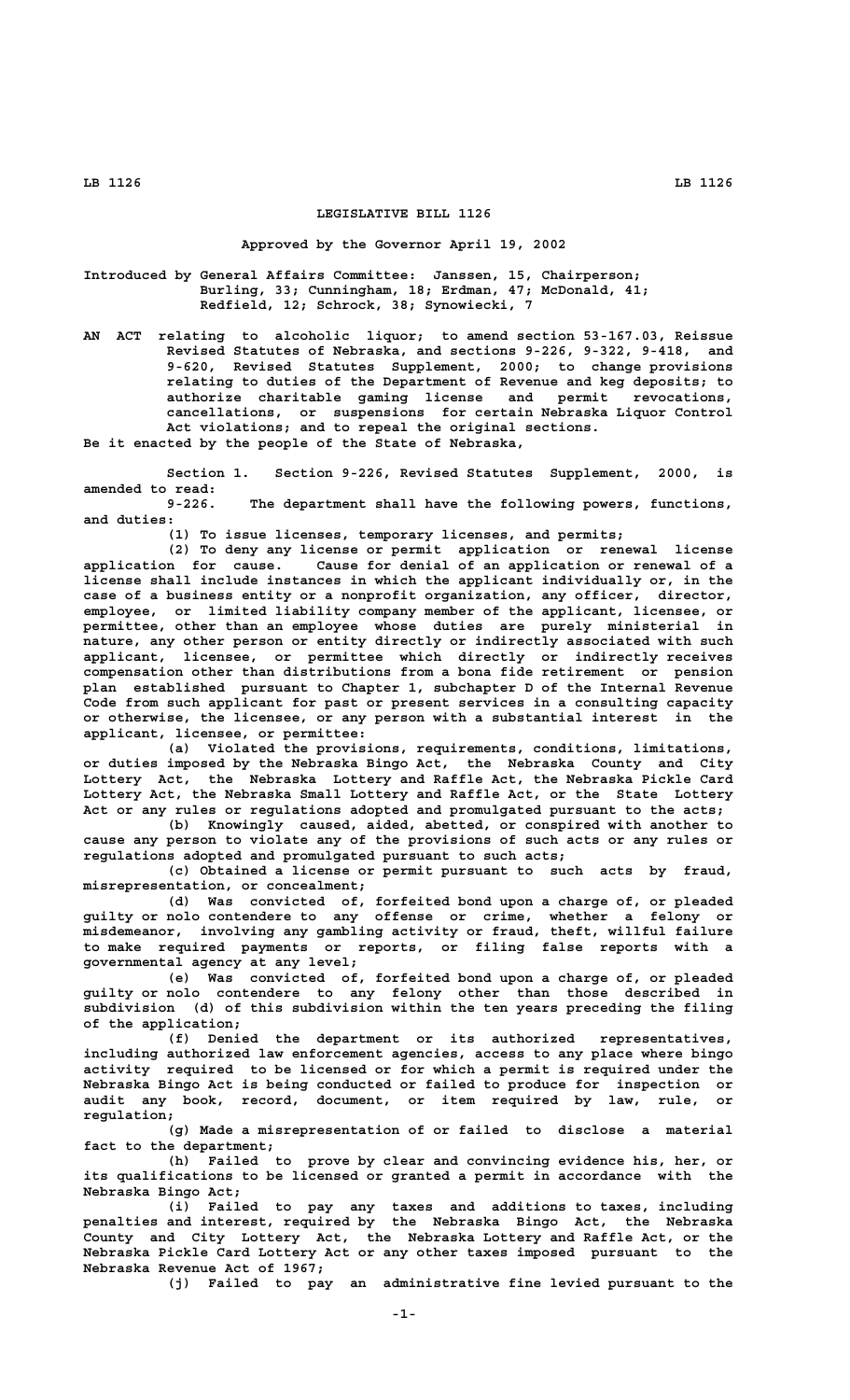# LEGISLATIVE BILL 1126

Approved by the Governor April 19, 2002

Introduced by General Affairs Committee: Janssen, 15, Chairperson; Burling, 33; Cunningham, 18; Erdman, 47; McDonald, 41; Redfield, 12; Schrock, 38; Synowiecki, 7

AN ACT relating to alcoholic liquor; to amend section 53-167.03, Reissue Revised Statutes of Nebraska, and sections 9-226, 9-322, 9-418, and 9-620, Revised Statutes Supplement, 2000; to change provisions relating to duties of the Department of Revenue and keg deposits; to authorize charitable gaming license and permit revocations, cancellations, or suspensions for certain Nebraska Liquor Control Act violations; and to repeal the original sections.

Be it enacted by the people of the State of Nebraska,

Section 1. Section 9-226, Revised Statutes Supplement, 2000, is amended to read:

9-226. The department shall have the following powers, functions, and duties:

(1) To issue licenses, temporary licenses, and permits;

(2) To deny any license or permit application or renewal license application for cause. Cause for denial of an application or renewal of a license shall include instances in which the applicant individually or, in the case of a business entity or a nonprofit organization, any officer, director, employee, or limited liability company member of the applicant, licensee, or permittee, other than an employee whose duties are purely ministerial in nature, any other person or entity directly or indirectly associated with such applicant, licensee, or permittee which directly or indirectly receives compensation other than distributions from a bona fide retirement or pension plan established pursuant to Chapter 1, subchapter D of the Internal Revenue Code from such applicant for past or present services in a consulting capacity or otherwise, the licensee, or any person with a substantial interest in the applicant, licensee, or permittee:

(a) Violated the provisions, requirements, conditions, limitations, or duties imposed by the Nebraska Bingo Act, the Nebraska County and City Lottery Act, the Nebraska Lottery and Raffle Act, the Nebraska Pickle Card Lottery Act, the Nebraska Small Lottery and Raffle Act, or the State Lottery Act or any rules or regulations adopted and promulgated pursuant to the acts;

(b) Knowingly caused, aided, abetted, or conspired with another to cause any person to violate any of the provisions of such acts or any rules or regulations adopted and promulgated pursuant to such acts;

(c) Obtained a license or permit pursuant to such acts by fraud, misrepresentation, or concealment;

(d) Was convicted of, forfeited bond upon a charge of, or pleaded guilty or nolo contendere to any offense or crime, whether a felony or misdemeanor, involving any gambling activity or fraud, theft, willful failure to make required payments or reports, or filing false reports with a governmental agency at any level;

(e) Was convicted of, forfeited bond upon a charge of, or pleaded guilty or nolo contendere to any felony other than those described in subdivision (d) of this subdivision within the ten years preceding the filing of the application;

(f) Denied the department or its authorized representatives, including authorized law enforcement agencies, access to any place where bingo activity required to be licensed or for which a permit is required under the Nebraska Bingo Act is being conducted or failed to produce for inspection or audit any book, record, document, or item required by law, rule, or regulation;

(g) Made a misrepresentation of or failed to disclose a material fact to the department;

(h) Failed to prove by clear and convincing evidence his, her, or its qualifications to be licensed or granted a permit in accordance with the Nebraska Bingo Act;

(i) Failed to pay any taxes and additions to taxes, including penalties and interest, required by the Nebraska Bingo Act, the Nebraska County and City Lottery Act, the Nebraska Lottery and Raffle Act, or the Nebraska Pickle Card Lottery Act or any other taxes imposed pursuant to the Nebraska Revenue Act of 1967;

(j) Failed to pay an administrative fine levied pursuant to the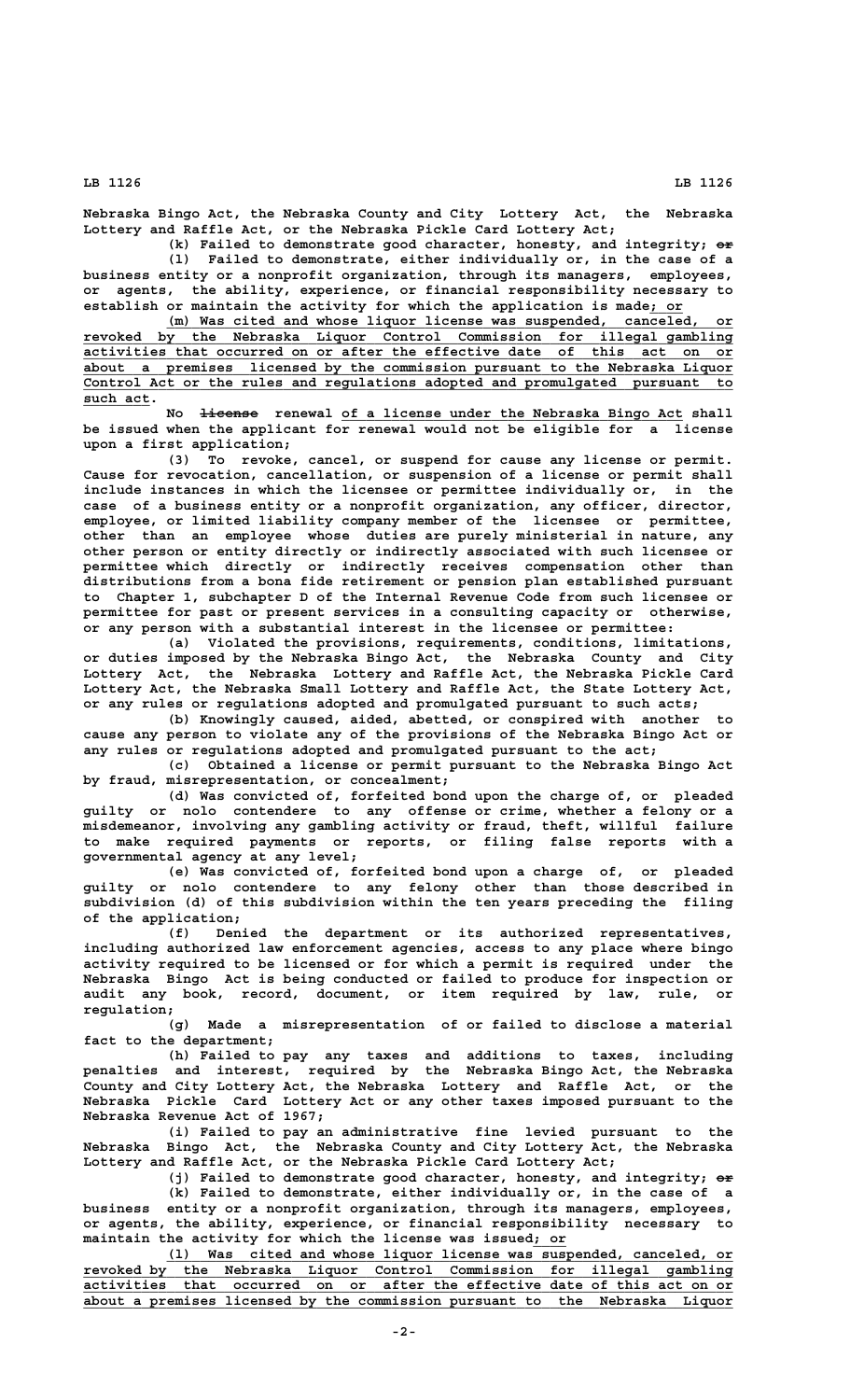Nebraska Bingo Act, the Nebraska County and City Lottery Act, the Nebraska Lottery and Raffle Act, or the Nebraska Pickle Card Lottery Act;

(k) Failed to demonstrate good character, honesty, and integrity; ~~or~~

(l) Failed to demonstrate, either individually or, in the case of a business entity or a nonprofit organization, through its managers, employees, or agents, the ability, experience, or financial responsibility necessary to establish or maintain the activity for which the application is made; or

(m) Was cited and whose liquor license was suspended, canceled, or revoked by the Nebraska Liquor Control Commission for illegal gambling activities that occurred on or after the effective date of this act on or about a premises licensed by the commission pursuant to the Nebraska Liquor Control Act or the rules and regulations adopted and promulgated pursuant to such act.

No ~~license~~ renewal of a license under the Nebraska Bingo Act shall be issued when the applicant for renewal would not be eligible for a license upon a first application;

(3) To revoke, cancel, or suspend for cause any license or permit. Cause for revocation, cancellation, or suspension of a license or permit shall include instances in which the licensee or permittee individually or, in the case of a business entity or a nonprofit organization, any officer, director, employee, or limited liability company member of the licensee or permittee, other than an employee whose duties are purely ministerial in nature, any other person or entity directly or indirectly associated with such licensee or permittee which directly or indirectly receives compensation other than distributions from a bona fide retirement or pension plan established pursuant to Chapter 1, subchapter D of the Internal Revenue Code from such licensee or permittee for past or present services in a consulting capacity or otherwise, or any person with a substantial interest in the licensee or permittee:

(a) Violated the provisions, requirements, conditions, limitations, or duties imposed by the Nebraska Bingo Act, the Nebraska County and City Lottery Act, the Nebraska Lottery and Raffle Act, the Nebraska Pickle Card Lottery Act, the Nebraska Small Lottery and Raffle Act, the State Lottery Act, or any rules or regulations adopted and promulgated pursuant to such acts;

(b) Knowingly caused, aided, abetted, or conspired with another to cause any person to violate any of the provisions of the Nebraska Bingo Act or any rules or regulations adopted and promulgated pursuant to the act;

(c) Obtained a license or permit pursuant to the Nebraska Bingo Act by fraud, misrepresentation, or concealment;

(d) Was convicted of, forfeited bond upon the charge of, or pleaded guilty or nolo contendere to any offense or crime, whether a felony or a misdemeanor, involving any gambling activity or fraud, theft, willful failure to make required payments or reports, or filing false reports with a governmental agency at any level;

(e) Was convicted of, forfeited bond upon a charge of, or pleaded guilty or nolo contendere to any felony other than those described in subdivision (d) of this subdivision within the ten years preceding the filing of the application;

(f) Denied the department or its authorized representatives, including authorized law enforcement agencies, access to any place where bingo activity required to be licensed or for which a permit is required under the Nebraska Bingo Act is being conducted or failed to produce for inspection or audit any book, record, document, or item required by law, rule, or regulation;

(g) Made a misrepresentation of or failed to disclose a material fact to the department;

(h) Failed to pay any taxes and additions to taxes, including penalties and interest, required by the Nebraska Bingo Act, the Nebraska County and City Lottery Act, the Nebraska Lottery and Raffle Act, or the Nebraska Pickle Card Lottery Act or any other taxes imposed pursuant to the Nebraska Revenue Act of 1967;

(i) Failed to pay an administrative fine levied pursuant to the Nebraska Bingo Act, the Nebraska County and City Lottery Act, the Nebraska Lottery and Raffle Act, or the Nebraska Pickle Card Lottery Act;

(j) Failed to demonstrate good character, honesty, and integrity; ~~or~~

(k) Failed to demonstrate, either individually or, in the case of a business entity or a nonprofit organization, through its managers, employees, or agents, the ability, experience, or financial responsibility necessary to maintain the activity for which the license was issued; or

(l) Was cited and whose liquor license was suspended, canceled, or revoked by the Nebraska Liquor Control Commission for illegal gambling activities that occurred on or after the effective date of this act on or about a premises licensed by the commission pursuant to the Nebraska Liquor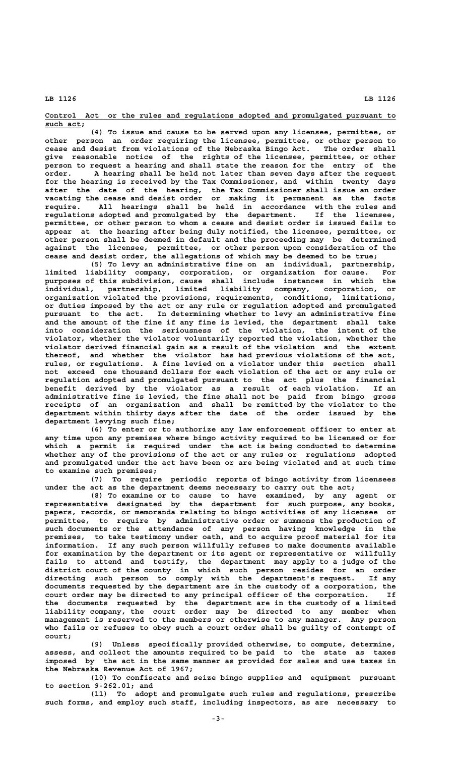Control Act or the rules and regulations adopted and promulgated pursuant to such act;

(4) To issue and cause to be served upon any licensee, permittee, or other person an order requiring the licensee, permittee, or other person to cease and desist from violations of the Nebraska Bingo Act. The order shall give reasonable notice of the rights of the licensee, permittee, or other person to request a hearing and shall state the reason for the entry of the order. A hearing shall be held not later than seven days after the request for the hearing is received by the Tax Commissioner, and within twenty days after the date of the hearing, the Tax Commissioner shall issue an order vacating the cease and desist order or making it permanent as the facts require. All hearings shall be held in accordance with the rules and regulations adopted and promulgated by the department. If the licensee, permittee, or other person to whom a cease and desist order is issued fails to appear at the hearing after being duly notified, the licensee, permittee, or other person shall be deemed in default and the proceeding may be determined against the licensee, permittee, or other person upon consideration of the cease and desist order, the allegations of which may be deemed to be true;

(5) To levy an administrative fine on an individual, partnership, limited liability company, corporation, or organization for cause. For purposes of this subdivision, cause shall include instances in which the individual, partnership, limited liability company, corporation, or organization violated the provisions, requirements, conditions, limitations, or duties imposed by the act or any rule or regulation adopted and promulgated pursuant to the act. In determining whether to levy an administrative fine and the amount of the fine if any fine is levied, the department shall take into consideration the seriousness of the violation, the intent of the violator, whether the violator voluntarily reported the violation, whether the violator derived financial gain as a result of the violation and the extent thereof, and whether the violator has had previous violations of the act, rules, or regulations. A fine levied on a violator under this section shall not exceed one thousand dollars for each violation of the act or any rule or regulation adopted and promulgated pursuant to the act plus the financial benefit derived by the violator as a result of each violation. If an administrative fine is levied, the fine shall not be paid from bingo gross receipts of an organization and shall be remitted by the violator to the department within thirty days after the date of the order issued by the department levying such fine;

(6) To enter or to authorize any law enforcement officer to enter at any time upon any premises where bingo activity required to be licensed or for which a permit is required under the act is being conducted to determine whether any of the provisions of the act or any rules or regulations adopted and promulgated under the act have been or are being violated and at such time to examine such premises;

(7) To require periodic reports of bingo activity from licensees under the act as the department deems necessary to carry out the act;

(8) To examine or to cause to have examined, by any agent or representative designated by the department for such purpose, any books, papers, records, or memoranda relating to bingo activities of any licensee or permittee, to require by administrative order or summons the production of such documents or the attendance of any person having knowledge in the premises, to take testimony under oath, and to acquire proof material for its information. If any such person willfully refuses to make documents available for examination by the department or its agent or representative or willfully fails to attend and testify, the department may apply to a judge of the district court of the county in which such person resides for an order directing such person to comply with the department's request. If any documents requested by the department are in the custody of a corporation, the court order may be directed to any principal officer of the corporation. If the documents requested by the department are in the custody of a limited liability company, the court order may be directed to any member when management is reserved to the members or otherwise to any manager. Any person who fails or refuses to obey such a court order shall be guilty of contempt of court;

(9) Unless specifically provided otherwise, to compute, determine, assess, and collect the amounts required to be paid to the state as taxes imposed by the act in the same manner as provided for sales and use taxes in the Nebraska Revenue Act of 1967;

(10) To confiscate and seize bingo supplies and equipment pursuant to section 9-262.01; and

(11) To adopt and promulgate such rules and regulations, prescribe such forms, and employ such staff, including inspectors, as are necessary to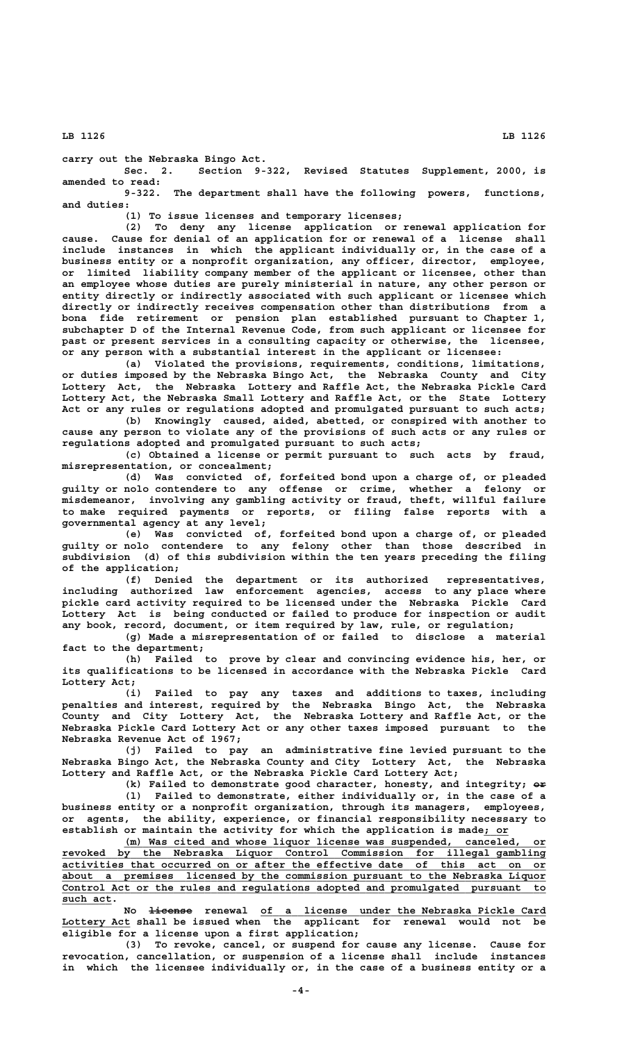carry out the Nebraska Bingo Act.

Sec. 2. Section 9-322, Revised Statutes Supplement, 2000, is amended to read:

9-322. The department shall have the following powers, functions, and duties:

(1) To issue licenses and temporary licenses;

(2) To deny any license application or renewal application for cause. Cause for denial of an application for or renewal of a license shall include instances in which the applicant individually or, in the case of a business entity or a nonprofit organization, any officer, director, employee, or limited liability company member of the applicant or licensee, other than an employee whose duties are purely ministerial in nature, any other person or entity directly or indirectly associated with such applicant or licensee which directly or indirectly receives compensation other than distributions from a bona fide retirement or pension plan established pursuant to Chapter 1, subchapter D of the Internal Revenue Code, from such applicant or licensee for past or present services in a consulting capacity or otherwise, the licensee, or any person with a substantial interest in the applicant or licensee:

(a) Violated the provisions, requirements, conditions, limitations, or duties imposed by the Nebraska Bingo Act, the Nebraska County and City Lottery Act, the Nebraska Lottery and Raffle Act, the Nebraska Pickle Card Lottery Act, the Nebraska Small Lottery and Raffle Act, or the State Lottery Act or any rules or regulations adopted and promulgated pursuant to such acts;

(b) Knowingly caused, aided, abetted, or conspired with another to cause any person to violate any of the provisions of such acts or any rules or regulations adopted and promulgated pursuant to such acts;

(c) Obtained a license or permit pursuant to such acts by fraud, misrepresentation, or concealment;

(d) Was convicted of, forfeited bond upon a charge of, or pleaded guilty or nolo contendere to any offense or crime, whether a felony or misdemeanor, involving any gambling activity or fraud, theft, willful failure to make required payments or reports, or filing false reports with a governmental agency at any level;

(e) Was convicted of, forfeited bond upon a charge of, or pleaded guilty or nolo contendere to any felony other than those described in subdivision (d) of this subdivision within the ten years preceding the filing of the application;

(f) Denied the department or its authorized representatives, including authorized law enforcement agencies, access to any place where pickle card activity required to be licensed under the Nebraska Pickle Card Lottery Act is being conducted or failed to produce for inspection or audit any book, record, document, or item required by law, rule, or regulation;

(g) Made a misrepresentation of or failed to disclose a material fact to the department;

(h) Failed to prove by clear and convincing evidence his, her, or its qualifications to be licensed in accordance with the Nebraska Pickle Card Lottery Act;

(i) Failed to pay any taxes and additions to taxes, including penalties and interest, required by the Nebraska Bingo Act, the Nebraska County and City Lottery Act, the Nebraska Lottery and Raffle Act, or the Nebraska Pickle Card Lottery Act or any other taxes imposed pursuant to the Nebraska Revenue Act of 1967;

(j) Failed to pay an administrative fine levied pursuant to the Nebraska Bingo Act, the Nebraska County and City Lottery Act, the Nebraska Lottery and Raffle Act, or the Nebraska Pickle Card Lottery Act;

(k) Failed to demonstrate good character, honesty, and integrity; ~~or~~

(l) Failed to demonstrate, either individually or, in the case of a business entity or a nonprofit organization, through its managers, employees, or agents, the ability, experience, or financial responsibility necessary to establish or maintain the activity for which the application is made<u>; or</u>

<u>(m) Was cited and whose liquor license was suspended, canceled, or revoked by the Nebraska Liquor Control Commission for illegal gambling activities that occurred on or after the effective date of this act on or about a premises licensed by the commission pursuant to the Nebraska Liquor Control Act or the rules and regulations adopted and promulgated pursuant to such act</u>.

No ~~license~~ renewal <u>of a license under the Nebraska Pickle Card Lottery Act</u> shall be issued when the applicant for renewal would not be eligible for a license upon a first application;

(3) To revoke, cancel, or suspend for cause any license. Cause for revocation, cancellation, or suspension of a license shall include instances in which the licensee individually or, in the case of a business entity or a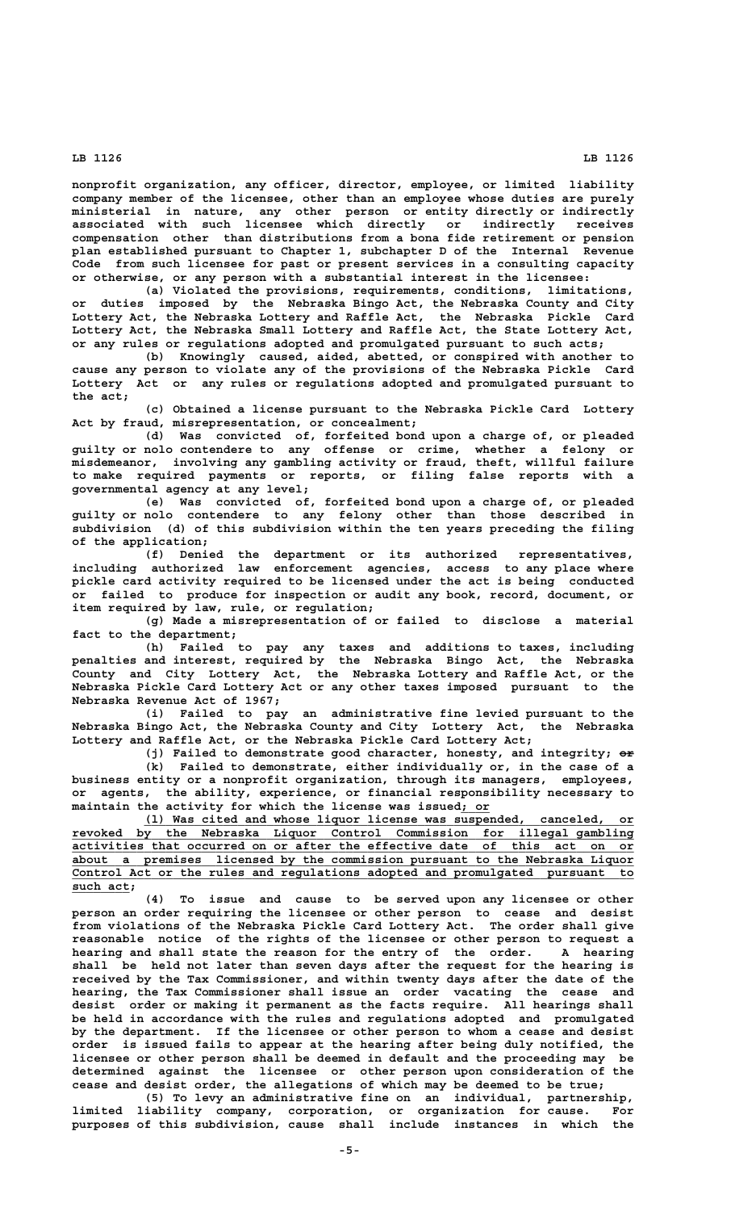nonprofit organization, any officer, director, employee, or limited liability company member of the licensee, other than an employee whose duties are purely ministerial in nature, any other person or entity directly or indirectly associated with such licensee which directly or indirectly receives compensation other than distributions from a bona fide retirement or pension plan established pursuant to Chapter 1, subchapter D of the Internal Revenue Code from such licensee for past or present services in a consulting capacity or otherwise, or any person with a substantial interest in the licensee:

(a) Violated the provisions, requirements, conditions, limitations, or duties imposed by the Nebraska Bingo Act, the Nebraska County and City Lottery Act, the Nebraska Lottery and Raffle Act, the Nebraska Pickle Card Lottery Act, the Nebraska Small Lottery and Raffle Act, the State Lottery Act, or any rules or regulations adopted and promulgated pursuant to such acts;

(b) Knowingly caused, aided, abetted, or conspired with another to cause any person to violate any of the provisions of the Nebraska Pickle Card Lottery Act or any rules or regulations adopted and promulgated pursuant to the act;

(c) Obtained a license pursuant to the Nebraska Pickle Card Lottery Act by fraud, misrepresentation, or concealment;

(d) Was convicted of, forfeited bond upon a charge of, or pleaded guilty or nolo contendere to any offense or crime, whether a felony or misdemeanor, involving any gambling activity or fraud, theft, willful failure to make required payments or reports, or filing false reports with a governmental agency at any level;

(e) Was convicted of, forfeited bond upon a charge of, or pleaded guilty or nolo contendere to any felony other than those described in subdivision (d) of this subdivision within the ten years preceding the filing of the application;

(f) Denied the department or its authorized representatives, including authorized law enforcement agencies, access to any place where pickle card activity required to be licensed under the act is being conducted or failed to produce for inspection or audit any book, record, document, or item required by law, rule, or regulation;

(g) Made a misrepresentation of or failed to disclose a material fact to the department;

(h) Failed to pay any taxes and additions to taxes, including penalties and interest, required by the Nebraska Bingo Act, the Nebraska County and City Lottery Act, the Nebraska Lottery and Raffle Act, or the Nebraska Pickle Card Lottery Act or any other taxes imposed pursuant to the Nebraska Revenue Act of 1967;

(i) Failed to pay an administrative fine levied pursuant to the Nebraska Bingo Act, the Nebraska County and City Lottery Act, the Nebraska Lottery and Raffle Act, or the Nebraska Pickle Card Lottery Act;

(j) Failed to demonstrate good character, honesty, and integrity; ~~or~~

(k) Failed to demonstrate, either individually or, in the case of a business entity or a nonprofit organization, through its managers, employees, or agents, the ability, experience, or financial responsibility necessary to maintain the activity for which the license was issued; or

(l) Was cited and whose liquor license was suspended, canceled, or revoked by the Nebraska Liquor Control Commission for illegal gambling activities that occurred on or after the effective date of this act on or about a premises licensed by the commission pursuant to the Nebraska Liquor Control Act or the rules and regulations adopted and promulgated pursuant to such act;

(4) To issue and cause to be served upon any licensee or other person an order requiring the licensee or other person to cease and desist from violations of the Nebraska Pickle Card Lottery Act. The order shall give reasonable notice of the rights of the licensee or other person to request a hearing and shall state the reason for the entry of the order. A hearing shall be held not later than seven days after the request for the hearing is received by the Tax Commissioner, and within twenty days after the date of the hearing, the Tax Commissioner shall issue an order vacating the cease and desist order or making it permanent as the facts require. All hearings shall be held in accordance with the rules and regulations adopted and promulgated by the department. If the licensee or other person to whom a cease and desist order is issued fails to appear at the hearing after being duly notified, the licensee or other person shall be deemed in default and the proceeding may be determined against the licensee or other person upon consideration of the cease and desist order, the allegations of which may be deemed to be true;

(5) To levy an administrative fine on an individual, partnership, limited liability company, corporation, or organization for cause. For purposes of this subdivision, cause shall include instances in which the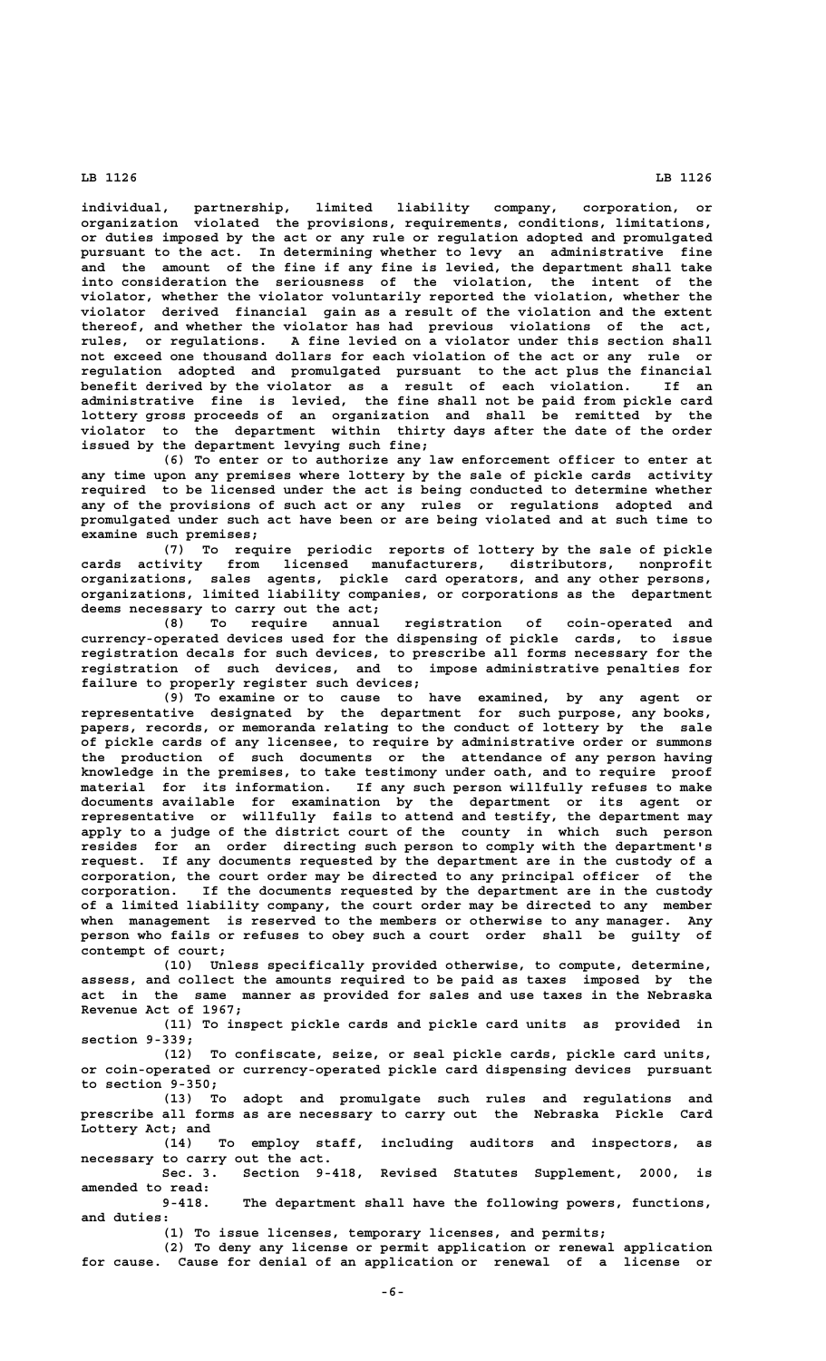individual, partnership, limited liability company, corporation, or organization violated the provisions, requirements, conditions, limitations, or duties imposed by the act or any rule or regulation adopted and promulgated pursuant to the act. In determining whether to levy an administrative fine and the amount of the fine if any fine is levied, the department shall take into consideration the seriousness of the violation, the intent of the violator, whether the violator voluntarily reported the violation, whether the violator derived financial gain as a result of the violation and the extent thereof, and whether the violator has had previous violations of the act, rules, or regulations. A fine levied on a violator under this section shall not exceed one thousand dollars for each violation of the act or any rule or regulation adopted and promulgated pursuant to the act plus the financial benefit derived by the violator as a result of each violation. If an administrative fine is levied, the fine shall not be paid from pickle card lottery gross proceeds of an organization and shall be remitted by the violator to the department within thirty days after the date of the order issued by the department levying such fine;

(6) To enter or to authorize any law enforcement officer to enter at any time upon any premises where lottery by the sale of pickle cards activity required to be licensed under the act is being conducted to determine whether any of the provisions of such act or any rules or regulations adopted and promulgated under such act have been or are being violated and at such time to examine such premises;

(7) To require periodic reports of lottery by the sale of pickle cards activity from licensed manufacturers, distributors, nonprofit organizations, sales agents, pickle card operators, and any other persons, organizations, limited liability companies, or corporations as the department deems necessary to carry out the act;

(8) To require annual registration of coin-operated and currency-operated devices used for the dispensing of pickle cards, to issue registration decals for such devices, to prescribe all forms necessary for the registration of such devices, and to impose administrative penalties for failure to properly register such devices;

(9) To examine or to cause to have examined, by any agent or representative designated by the department for such purpose, any books, papers, records, or memoranda relating to the conduct of lottery by the sale of pickle cards of any licensee, to require by administrative order or summons the production of such documents or the attendance of any person having knowledge in the premises, to take testimony under oath, and to require proof material for its information. If any such person willfully refuses to make documents available for examination by the department or its agent or representative or willfully fails to attend and testify, the department may apply to a judge of the district court of the county in which such person resides for an order directing such person to comply with the department's request. If any documents requested by the department are in the custody of a corporation, the court order may be directed to any principal officer of the corporation. If the documents requested by the department are in the custody of a limited liability company, the court order may be directed to any member when management is reserved to the members or otherwise to any manager. Any person who fails or refuses to obey such a court order shall be guilty of contempt of court;

(10) Unless specifically provided otherwise, to compute, determine, assess, and collect the amounts required to be paid as taxes imposed by the act in the same manner as provided for sales and use taxes in the Nebraska Revenue Act of 1967;

(11) To inspect pickle cards and pickle card units as provided in section 9-339;

(12) To confiscate, seize, or seal pickle cards, pickle card units, or coin-operated or currency-operated pickle card dispensing devices pursuant to section 9-350;

(13) To adopt and promulgate such rules and regulations and prescribe all forms as are necessary to carry out the Nebraska Pickle Card Lottery Act; and

(14) To employ staff, including auditors and inspectors, as necessary to carry out the act.

Sec. 3. Section 9-418, Revised Statutes Supplement, 2000, is amended to read:

9-418. The department shall have the following powers, functions, and duties:

(1) To issue licenses, temporary licenses, and permits;

(2) To deny any license or permit application or renewal application for cause. Cause for denial of an application or renewal of a license or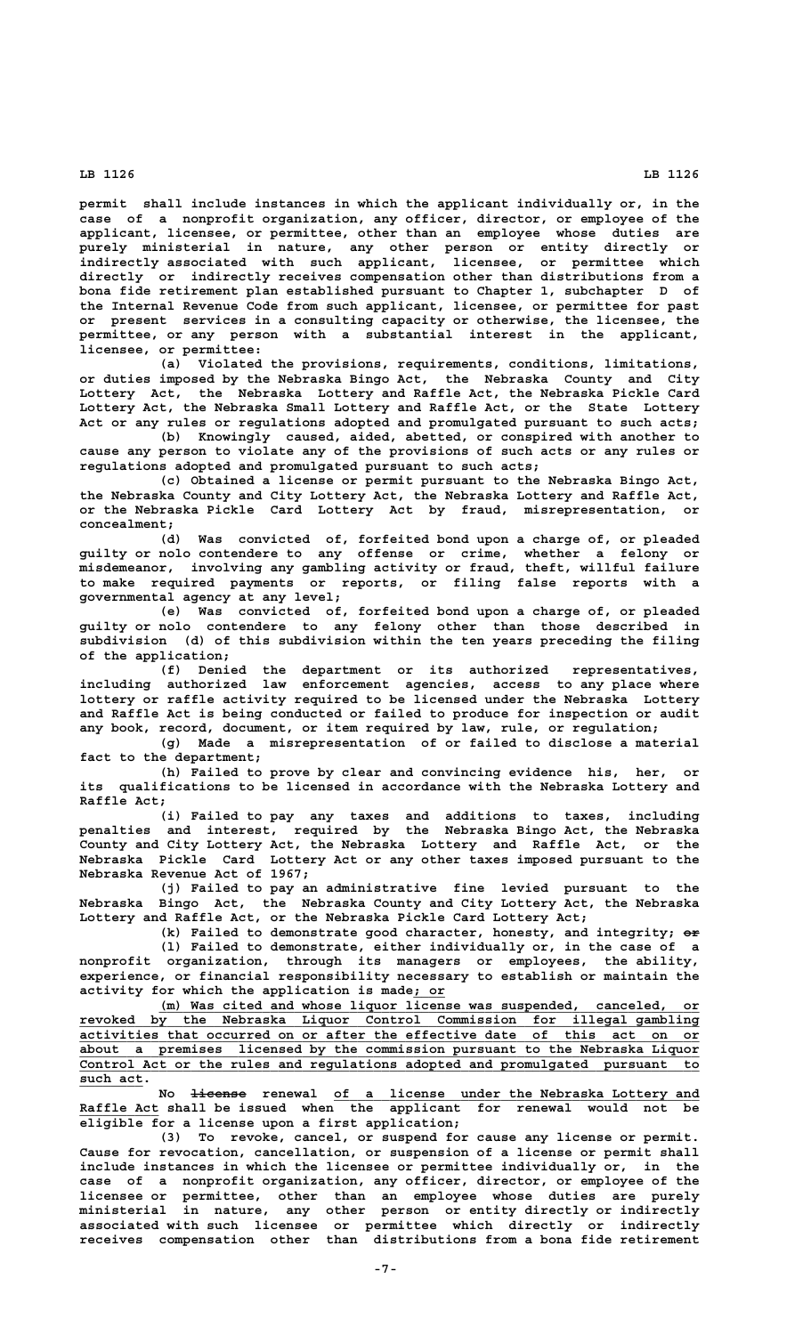permit shall include instances in which the applicant individually or, in the case of a nonprofit organization, any officer, director, or employee of the applicant, licensee, or permittee, other than an employee whose duties are purely ministerial in nature, any other person or entity directly or indirectly associated with such applicant, licensee, or permittee which directly or indirectly receives compensation other than distributions from a bona fide retirement plan established pursuant to Chapter 1, subchapter D of the Internal Revenue Code from such applicant, licensee, or permittee for past or present services in a consulting capacity or otherwise, the licensee, the permittee, or any person with a substantial interest in the applicant, licensee, or permittee:

(a) Violated the provisions, requirements, conditions, limitations, or duties imposed by the Nebraska Bingo Act, the Nebraska County and City Lottery Act, the Nebraska Lottery and Raffle Act, the Nebraska Pickle Card Lottery Act, the Nebraska Small Lottery and Raffle Act, or the State Lottery Act or any rules or regulations adopted and promulgated pursuant to such acts;

(b) Knowingly caused, aided, abetted, or conspired with another to cause any person to violate any of the provisions of such acts or any rules or regulations adopted and promulgated pursuant to such acts;

(c) Obtained a license or permit pursuant to the Nebraska Bingo Act, the Nebraska County and City Lottery Act, the Nebraska Lottery and Raffle Act, or the Nebraska Pickle Card Lottery Act by fraud, misrepresentation, or concealment;

(d) Was convicted of, forfeited bond upon a charge of, or pleaded guilty or nolo contendere to any offense or crime, whether a felony or misdemeanor, involving any gambling activity or fraud, theft, willful failure to make required payments or reports, or filing false reports with a governmental agency at any level;

(e) Was convicted of, forfeited bond upon a charge of, or pleaded guilty or nolo contendere to any felony other than those described in subdivision (d) of this subdivision within the ten years preceding the filing of the application;

(f) Denied the department or its authorized representatives, including authorized law enforcement agencies, access to any place where lottery or raffle activity required to be licensed under the Nebraska Lottery and Raffle Act is being conducted or failed to produce for inspection or audit any book, record, document, or item required by law, rule, or regulation;

(g) Made a misrepresentation of or failed to disclose a material fact to the department;

(h) Failed to prove by clear and convincing evidence his, her, or its qualifications to be licensed in accordance with the Nebraska Lottery and Raffle Act;

(i) Failed to pay any taxes and additions to taxes, including penalties and interest, required by the Nebraska Bingo Act, the Nebraska County and City Lottery Act, the Nebraska Lottery and Raffle Act, or the Nebraska Pickle Card Lottery Act or any other taxes imposed pursuant to the Nebraska Revenue Act of 1967;

(j) Failed to pay an administrative fine levied pursuant to the Nebraska Bingo Act, the Nebraska County and City Lottery Act, the Nebraska Lottery and Raffle Act, or the Nebraska Pickle Card Lottery Act;

(k) Failed to demonstrate good character, honesty, and integrity; ~~or~~

(l) Failed to demonstrate, either individually or, in the case of a nonprofit organization, through its managers or employees, the ability, experience, or financial responsibility necessary to establish or maintain the activity for which the application is made; or

(m) Was cited and whose liquor license was suspended, canceled, or revoked by the Nebraska Liquor Control Commission for illegal gambling activities that occurred on or after the effective date of this act on or about a premises licensed by the commission pursuant to the Nebraska Liquor Control Act or the rules and regulations adopted and promulgated pursuant to such act.

No ~~license~~ renewal of a license under the Nebraska Lottery and Raffle Act shall be issued when the applicant for renewal would not be eligible for a license upon a first application;

(3) To revoke, cancel, or suspend for cause any license or permit. Cause for revocation, cancellation, or suspension of a license or permit shall include instances in which the licensee or permittee individually or, in the case of a nonprofit organization, any officer, director, or employee of the licensee or permittee, other than an employee whose duties are purely ministerial in nature, any other person or entity directly or indirectly associated with such licensee or permittee which directly or indirectly receives compensation other than distributions from a bona fide retirement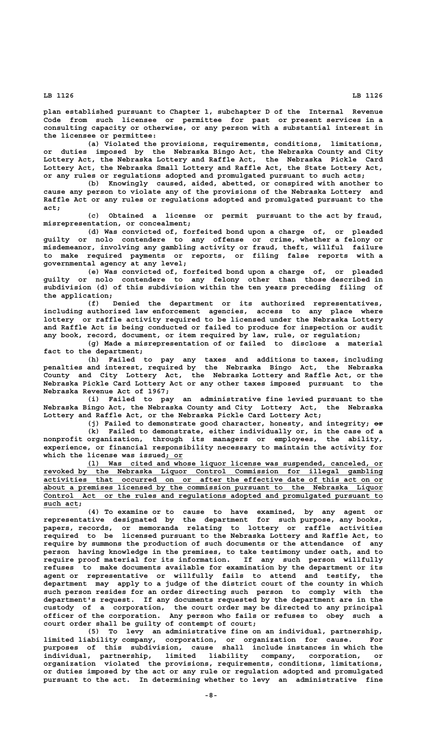plan established pursuant to Chapter 1, subchapter D of the Internal Revenue Code from such licensee or permittee for past or present services in a consulting capacity or otherwise, or any person with a substantial interest in the licensee or permittee:

(a) Violated the provisions, requirements, conditions, limitations, or duties imposed by the Nebraska Bingo Act, the Nebraska County and City Lottery Act, the Nebraska Lottery and Raffle Act, the Nebraska Pickle Card Lottery Act, the Nebraska Small Lottery and Raffle Act, the State Lottery Act, or any rules or regulations adopted and promulgated pursuant to such acts;

(b) Knowingly caused, aided, abetted, or conspired with another to cause any person to violate any of the provisions of the Nebraska Lottery and Raffle Act or any rules or regulations adopted and promulgated pursuant to the act;

(c) Obtained a license or permit pursuant to the act by fraud, misrepresentation, or concealment;

(d) Was convicted of, forfeited bond upon a charge of, or pleaded guilty or nolo contendere to any offense or crime, whether a felony or misdemeanor, involving any gambling activity or fraud, theft, willful failure to make required payments or reports, or filing false reports with a governmental agency at any level;

(e) Was convicted of, forfeited bond upon a charge of, or pleaded guilty or nolo contendere to any felony other than those described in subdivision (d) of this subdivision within the ten years preceding filing of the application;

(f) Denied the department or its authorized representatives, including authorized law enforcement agencies, access to any place where lottery or raffle activity required to be licensed under the Nebraska Lottery and Raffle Act is being conducted or failed to produce for inspection or audit any book, record, document, or item required by law, rule, or regulation;

(g) Made a misrepresentation of or failed to disclose a material fact to the department;

(h) Failed to pay any taxes and additions to taxes, including penalties and interest, required by the Nebraska Bingo Act, the Nebraska County and City Lottery Act, the Nebraska Lottery and Raffle Act, or the Nebraska Pickle Card Lottery Act or any other taxes imposed pursuant to the Nebraska Revenue Act of 1967;

(i) Failed to pay an administrative fine levied pursuant to the Nebraska Bingo Act, the Nebraska County and City Lottery Act, the Nebraska Lottery and Raffle Act, or the Nebraska Pickle Card Lottery Act;

(j) Failed to demonstrate good character, honesty, and integrity; ~~or~~

(k) Failed to demonstrate, either individually or, in the case of a nonprofit organization, through its managers or employees, the ability, experience, or financial responsibility necessary to maintain the activity for which the license was issued; or

(l) Was cited and whose liquor license was suspended, canceled, or revoked by the Nebraska Liquor Control Commission for illegal gambling activities that occurred on or after the effective date of this act on or about a premises licensed by the commission pursuant to the Nebraska Liquor Control Act or the rules and regulations adopted and promulgated pursuant to such act;

(4) To examine or to cause to have examined, by any agent or representative designated by the department for such purpose, any books, papers, records, or memoranda relating to lottery or raffle activities required to be licensed pursuant to the Nebraska Lottery and Raffle Act, to require by summons the production of such documents or the attendance of any person having knowledge in the premises, to take testimony under oath, and to require proof material for its information. If any such person willfully refuses to make documents available for examination by the department or its agent or representative or willfully fails to attend and testify, the department may apply to a judge of the district court of the county in which such person resides for an order directing such person to comply with the department's request. If any documents requested by the department are in the custody of a corporation, the court order may be directed to any principal officer of the corporation. Any person who fails or refuses to obey such a court order shall be guilty of contempt of court;

(5) To levy an administrative fine on an individual, partnership, limited liability company, corporation, or organization for cause. For purposes of this subdivision, cause shall include instances in which the individual, partnership, limited liability company, corporation, or organization violated the provisions, requirements, conditions, limitations, or duties imposed by the act or any rule or regulation adopted and promulgated pursuant to the act. In determining whether to levy an administrative fine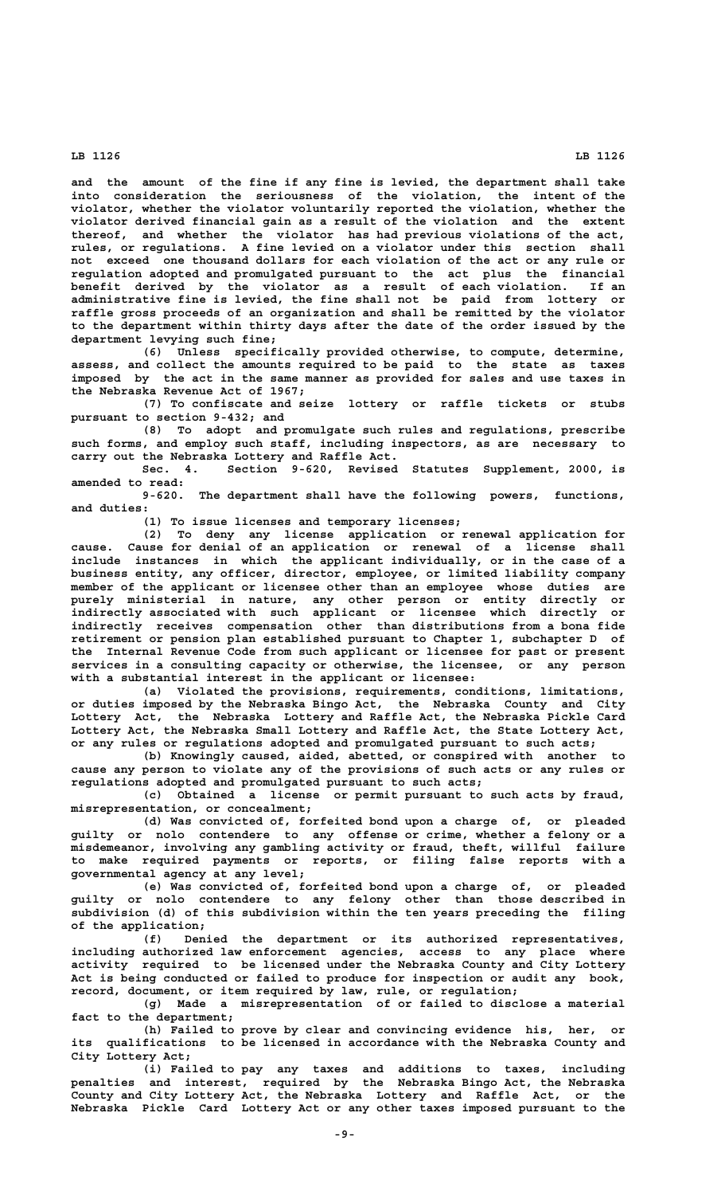and the amount of the fine if any fine is levied, the department shall take into consideration the seriousness of the violation, the intent of the violator, whether the violator voluntarily reported the violation, whether the violator derived financial gain as a result of the violation and the extent thereof, and whether the violator has had previous violations of the act, rules, or regulations. A fine levied on a violator under this section shall not exceed one thousand dollars for each violation of the act or any rule or regulation adopted and promulgated pursuant to the act plus the financial benefit derived by the violator as a result of each violation. If an administrative fine is levied, the fine shall not be paid from lottery or raffle gross proceeds of an organization and shall be remitted by the violator to the department within thirty days after the date of the order issued by the department levying such fine;

(6) Unless specifically provided otherwise, to compute, determine, assess, and collect the amounts required to be paid to the state as taxes imposed by the act in the same manner as provided for sales and use taxes in the Nebraska Revenue Act of 1967;

(7) To confiscate and seize lottery or raffle tickets or stubs pursuant to section 9-432; and

(8) To adopt and promulgate such rules and regulations, prescribe such forms, and employ such staff, including inspectors, as are necessary to carry out the Nebraska Lottery and Raffle Act.

Sec. 4. Section 9-620, Revised Statutes Supplement, 2000, is amended to read:

9-620. The department shall have the following powers, functions, and duties:

(1) To issue licenses and temporary licenses;

(2) To deny any license application or renewal application for cause. Cause for denial of an application or renewal of a license shall include instances in which the applicant individually, or in the case of a business entity, any officer, director, employee, or limited liability company member of the applicant or licensee other than an employee whose duties are purely ministerial in nature, any other person or entity directly or indirectly associated with such applicant or licensee which directly or indirectly receives compensation other than distributions from a bona fide retirement or pension plan established pursuant to Chapter 1, subchapter D of the Internal Revenue Code from such applicant or licensee for past or present services in a consulting capacity or otherwise, the licensee, or any person with a substantial interest in the applicant or licensee:

(a) Violated the provisions, requirements, conditions, limitations, or duties imposed by the Nebraska Bingo Act, the Nebraska County and City Lottery Act, the Nebraska Lottery and Raffle Act, the Nebraska Pickle Card Lottery Act, the Nebraska Small Lottery and Raffle Act, the State Lottery Act, or any rules or regulations adopted and promulgated pursuant to such acts;

(b) Knowingly caused, aided, abetted, or conspired with another to cause any person to violate any of the provisions of such acts or any rules or regulations adopted and promulgated pursuant to such acts;

(c) Obtained a license or permit pursuant to such acts by fraud, misrepresentation, or concealment;

(d) Was convicted of, forfeited bond upon a charge of, or pleaded guilty or nolo contendere to any offense or crime, whether a felony or a misdemeanor, involving any gambling activity or fraud, theft, willful failure to make required payments or reports, or filing false reports with a governmental agency at any level;

(e) Was convicted of, forfeited bond upon a charge of, or pleaded guilty or nolo contendere to any felony other than those described in subdivision (d) of this subdivision within the ten years preceding the filing of the application;

(f) Denied the department or its authorized representatives, including authorized law enforcement agencies, access to any place where activity required to be licensed under the Nebraska County and City Lottery Act is being conducted or failed to produce for inspection or audit any book, record, document, or item required by law, rule, or regulation;

(g) Made a misrepresentation of or failed to disclose a material fact to the department;

(h) Failed to prove by clear and convincing evidence his, her, or its qualifications to be licensed in accordance with the Nebraska County and City Lottery Act;

(i) Failed to pay any taxes and additions to taxes, including penalties and interest, required by the Nebraska Bingo Act, the Nebraska County and City Lottery Act, the Nebraska Lottery and Raffle Act, or the Nebraska Pickle Card Lottery Act or any other taxes imposed pursuant to the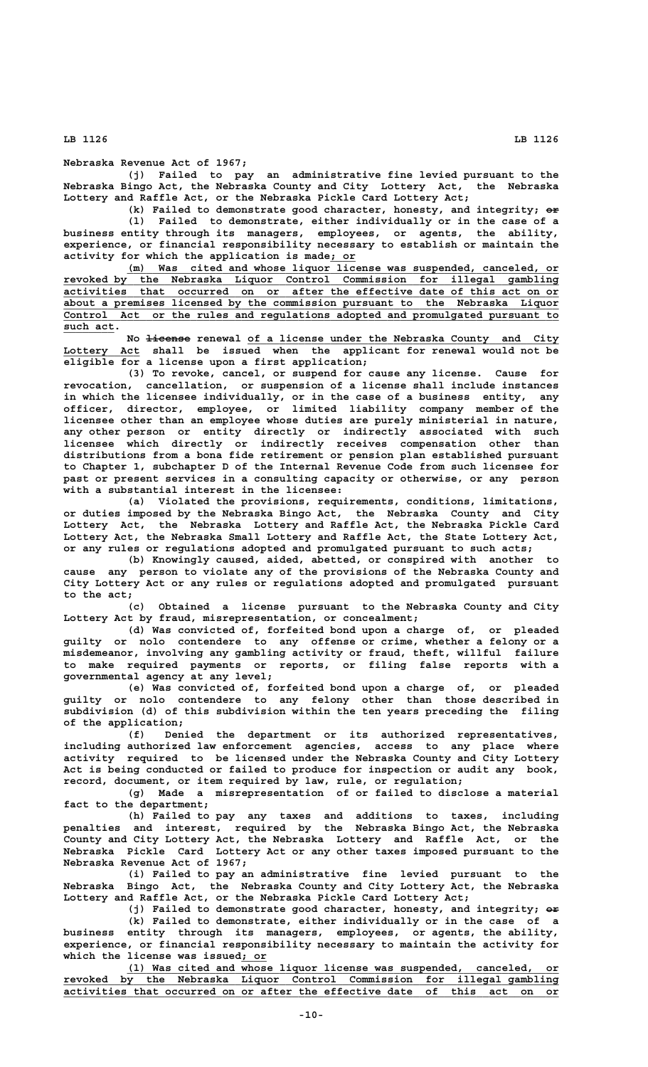Nebraska Revenue Act of 1967;

(j) Failed to pay an administrative fine levied pursuant to the Nebraska Bingo Act, the Nebraska County and City Lottery Act, the Nebraska Lottery and Raffle Act, or the Nebraska Pickle Card Lottery Act;

(k) Failed to demonstrate good character, honesty, and integrity; ~~or~~

(l) Failed to demonstrate, either individually or in the case of a business entity through its managers, employees, or agents, the ability, experience, or financial responsibility necessary to establish or maintain the activity for which the application is made; or

(m) Was cited and whose liquor license was suspended, canceled, or revoked by the Nebraska Liquor Control Commission for illegal gambling activities that occurred on or after the effective date of this act on or about a premises licensed by the commission pursuant to the Nebraska Liquor Control Act or the rules and regulations adopted and promulgated pursuant to such act.

No ~~license~~ renewal of a license under the Nebraska County and City Lottery Act shall be issued when the applicant for renewal would not be eligible for a license upon a first application;

(3) To revoke, cancel, or suspend for cause any license. Cause for revocation, cancellation, or suspension of a license shall include instances in which the licensee individually, or in the case of a business entity, any officer, director, employee, or limited liability company member of the licensee other than an employee whose duties are purely ministerial in nature, any other person or entity directly or indirectly associated with such licensee which directly or indirectly receives compensation other than distributions from a bona fide retirement or pension plan established pursuant to Chapter 1, subchapter D of the Internal Revenue Code from such licensee for past or present services in a consulting capacity or otherwise, or any person with a substantial interest in the licensee:

(a) Violated the provisions, requirements, conditions, limitations, or duties imposed by the Nebraska Bingo Act, the Nebraska County and City Lottery Act, the Nebraska Lottery and Raffle Act, the Nebraska Pickle Card Lottery Act, the Nebraska Small Lottery and Raffle Act, the State Lottery Act, or any rules or regulations adopted and promulgated pursuant to such acts;

(b) Knowingly caused, aided, abetted, or conspired with another to cause any person to violate any of the provisions of the Nebraska County and City Lottery Act or any rules or regulations adopted and promulgated pursuant to the act;

(c) Obtained a license pursuant to the Nebraska County and City Lottery Act by fraud, misrepresentation, or concealment;

(d) Was convicted of, forfeited bond upon a charge of, or pleaded guilty or nolo contendere to any offense or crime, whether a felony or a misdemeanor, involving any gambling activity or fraud, theft, willful failure to make required payments or reports, or filing false reports with a governmental agency at any level;

(e) Was convicted of, forfeited bond upon a charge of, or pleaded guilty or nolo contendere to any felony other than those described in subdivision (d) of this subdivision within the ten years preceding the filing of the application;

(f) Denied the department or its authorized representatives, including authorized law enforcement agencies, access to any place where activity required to be licensed under the Nebraska County and City Lottery Act is being conducted or failed to produce for inspection or audit any book, record, document, or item required by law, rule, or regulation;

(g) Made a misrepresentation of or failed to disclose a material fact to the department;

(h) Failed to pay any taxes and additions to taxes, including penalties and interest, required by the Nebraska Bingo Act, the Nebraska County and City Lottery Act, the Nebraska Lottery and Raffle Act, or the Nebraska Pickle Card Lottery Act or any other taxes imposed pursuant to the Nebraska Revenue Act of 1967;

(i) Failed to pay an administrative fine levied pursuant to the Nebraska Bingo Act, the Nebraska County and City Lottery Act, the Nebraska Lottery and Raffle Act, or the Nebraska Pickle Card Lottery Act;

(j) Failed to demonstrate good character, honesty, and integrity; ~~or~~

(k) Failed to demonstrate, either individually or in the case of a business entity through its managers, employees, or agents, the ability, experience, or financial responsibility necessary to maintain the activity for which the license was issued; or

(l) Was cited and whose liquor license was suspended, canceled, or revoked by the Nebraska Liquor Control Commission for illegal gambling activities that occurred on or after the effective date of this act on or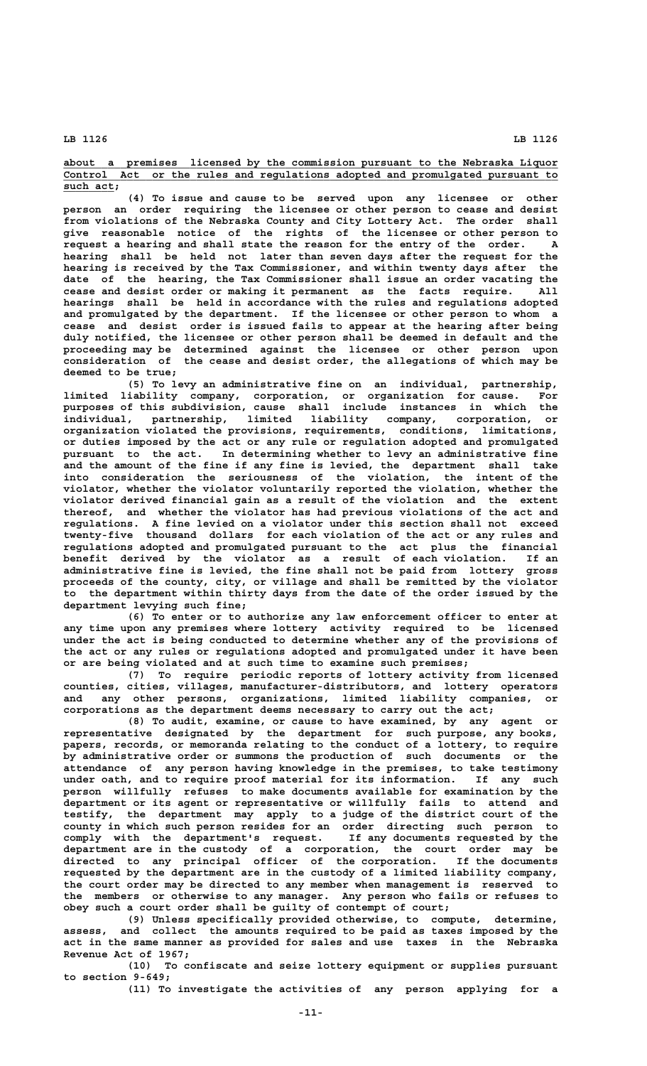about a premises licensed by the commission pursuant to the Nebraska Liquor Control Act or the rules and regulations adopted and promulgated pursuant to such act;

(4) To issue and cause to be served upon any licensee or other person an order requiring the licensee or other person to cease and desist from violations of the Nebraska County and City Lottery Act. The order shall give reasonable notice of the rights of the licensee or other person to request a hearing and shall state the reason for the entry of the order. A hearing shall be held not later than seven days after the request for the hearing is received by the Tax Commissioner, and within twenty days after the date of the hearing, the Tax Commissioner shall issue an order vacating the cease and desist order or making it permanent as the facts require. All hearings shall be held in accordance with the rules and regulations adopted and promulgated by the department. If the licensee or other person to whom a cease and desist order is issued fails to appear at the hearing after being duly notified, the licensee or other person shall be deemed in default and the proceeding may be determined against the licensee or other person upon consideration of the cease and desist order, the allegations of which may be deemed to be true;

(5) To levy an administrative fine on an individual, partnership, limited liability company, corporation, or organization for cause. For purposes of this subdivision, cause shall include instances in which the individual, partnership, limited liability company, corporation, or organization violated the provisions, requirements, conditions, limitations, or duties imposed by the act or any rule or regulation adopted and promulgated pursuant to the act. In determining whether to levy an administrative fine and the amount of the fine if any fine is levied, the department shall take into consideration the seriousness of the violation, the intent of the violator, whether the violator voluntarily reported the violation, whether the violator derived financial gain as a result of the violation and the extent thereof, and whether the violator has had previous violations of the act and regulations. A fine levied on a violator under this section shall not exceed twenty-five thousand dollars for each violation of the act or any rules and regulations adopted and promulgated pursuant to the act plus the financial benefit derived by the violator as a result of each violation. If an administrative fine is levied, the fine shall not be paid from lottery gross proceeds of the county, city, or village and shall be remitted by the violator to the department within thirty days from the date of the order issued by the department levying such fine;

(6) To enter or to authorize any law enforcement officer to enter at any time upon any premises where lottery activity required to be licensed under the act is being conducted to determine whether any of the provisions of the act or any rules or regulations adopted and promulgated under it have been or are being violated and at such time to examine such premises;

(7) To require periodic reports of lottery activity from licensed counties, cities, villages, manufacturer-distributors, and lottery operators and any other persons, organizations, limited liability companies, or corporations as the department deems necessary to carry out the act;

(8) To audit, examine, or cause to have examined, by any agent or representative designated by the department for such purpose, any books, papers, records, or memoranda relating to the conduct of a lottery, to require by administrative order or summons the production of such documents or the attendance of any person having knowledge in the premises, to take testimony under oath, and to require proof material for its information. If any such person willfully refuses to make documents available for examination by the department or its agent or representative or willfully fails to attend and testify, the department may apply to a judge of the district court of the county in which such person resides for an order directing such person to comply with the department's request. If any documents requested by the department are in the custody of a corporation, the court order may be directed to any principal officer of the corporation. If the documents requested by the department are in the custody of a limited liability company, the court order may be directed to any member when management is reserved to the members or otherwise to any manager. Any person who fails or refuses to obey such a court order shall be guilty of contempt of court;

(9) Unless specifically provided otherwise, to compute, determine, assess, and collect the amounts required to be paid as taxes imposed by the act in the same manner as provided for sales and use taxes in the Nebraska Revenue Act of 1967;

(10) To confiscate and seize lottery equipment or supplies pursuant to section 9-649;

(11) To investigate the activities of any person applying for a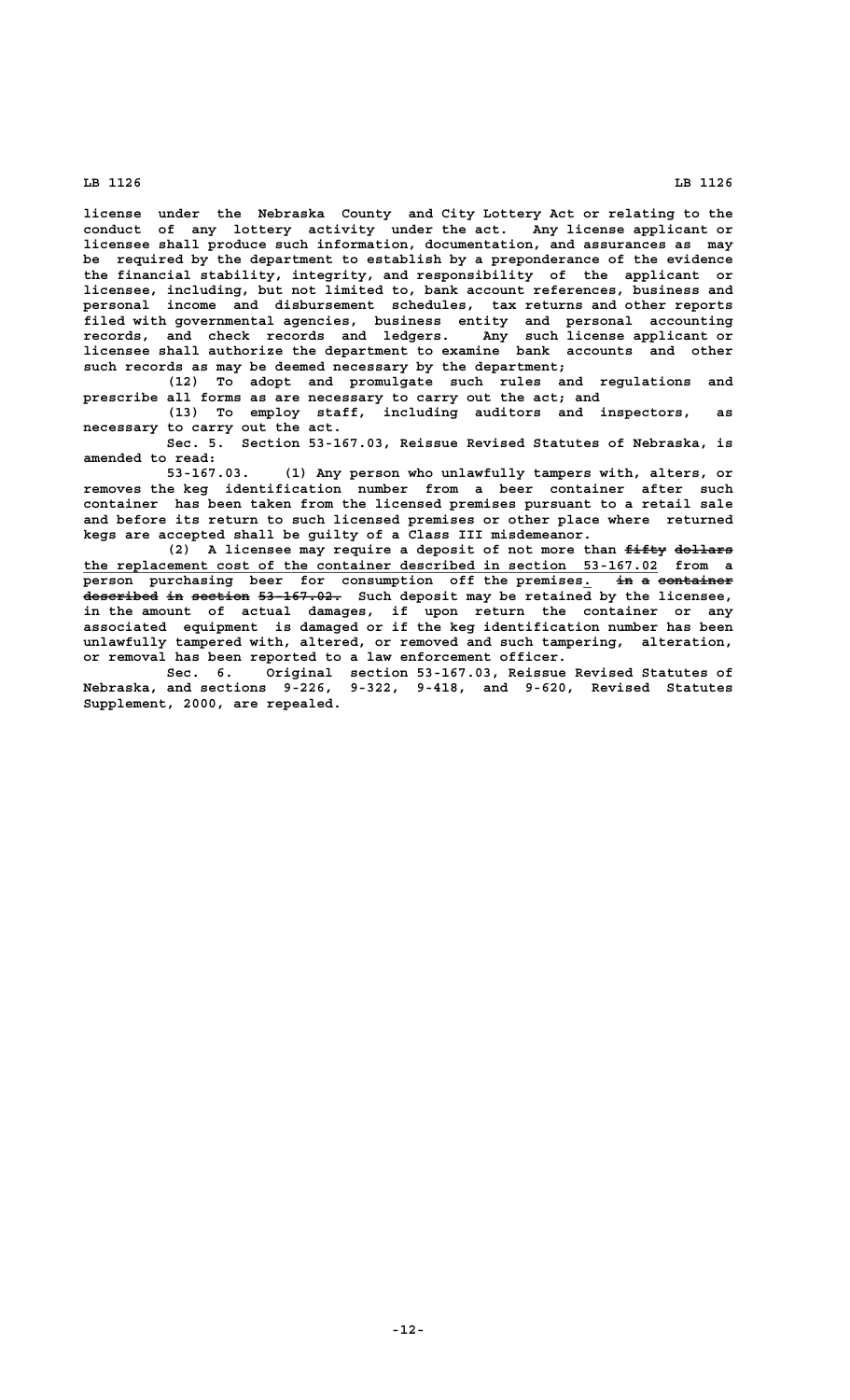license under the Nebraska County and City Lottery Act or relating to the conduct of any lottery activity under the act. Any license applicant or licensee shall produce such information, documentation, and assurances as may be required by the department to establish by a preponderance of the evidence the financial stability, integrity, and responsibility of the applicant or licensee, including, but not limited to, bank account references, business and personal income and disbursement schedules, tax returns and other reports filed with governmental agencies, business entity and personal accounting records, and check records and ledgers. Any such license applicant or licensee shall authorize the department to examine bank accounts and other such records as may be deemed necessary by the department;

(12) To adopt and promulgate such rules and regulations and prescribe all forms as are necessary to carry out the act; and

(13) To employ staff, including auditors and inspectors, as necessary to carry out the act.

Sec. 5. Section 53-167.03, Reissue Revised Statutes of Nebraska, is amended to read:

53-167.03. (1) Any person who unlawfully tampers with, alters, or removes the keg identification number from a beer container after such container has been taken from the licensed premises pursuant to a retail sale and before its return to such licensed premises or other place where returned kegs are accepted shall be guilty of a Class III misdemeanor.

(2) A licensee may require a deposit of not more than ~~fifty dollars~~ the replacement cost of the container described in section 53-167.02 from a person purchasing beer for consumption off the premises. ~~in a container described in section 53-167.02.~~ Such deposit may be retained by the licensee, in the amount of actual damages, if upon return the container or any associated equipment is damaged or if the keg identification number has been unlawfully tampered with, altered, or removed and such tampering, alteration, or removal has been reported to a law enforcement officer.

Sec. 6. Original section 53-167.03, Reissue Revised Statutes of Nebraska, and sections 9-226, 9-322, 9-418, and 9-620, Revised Statutes Supplement, 2000, are repealed.